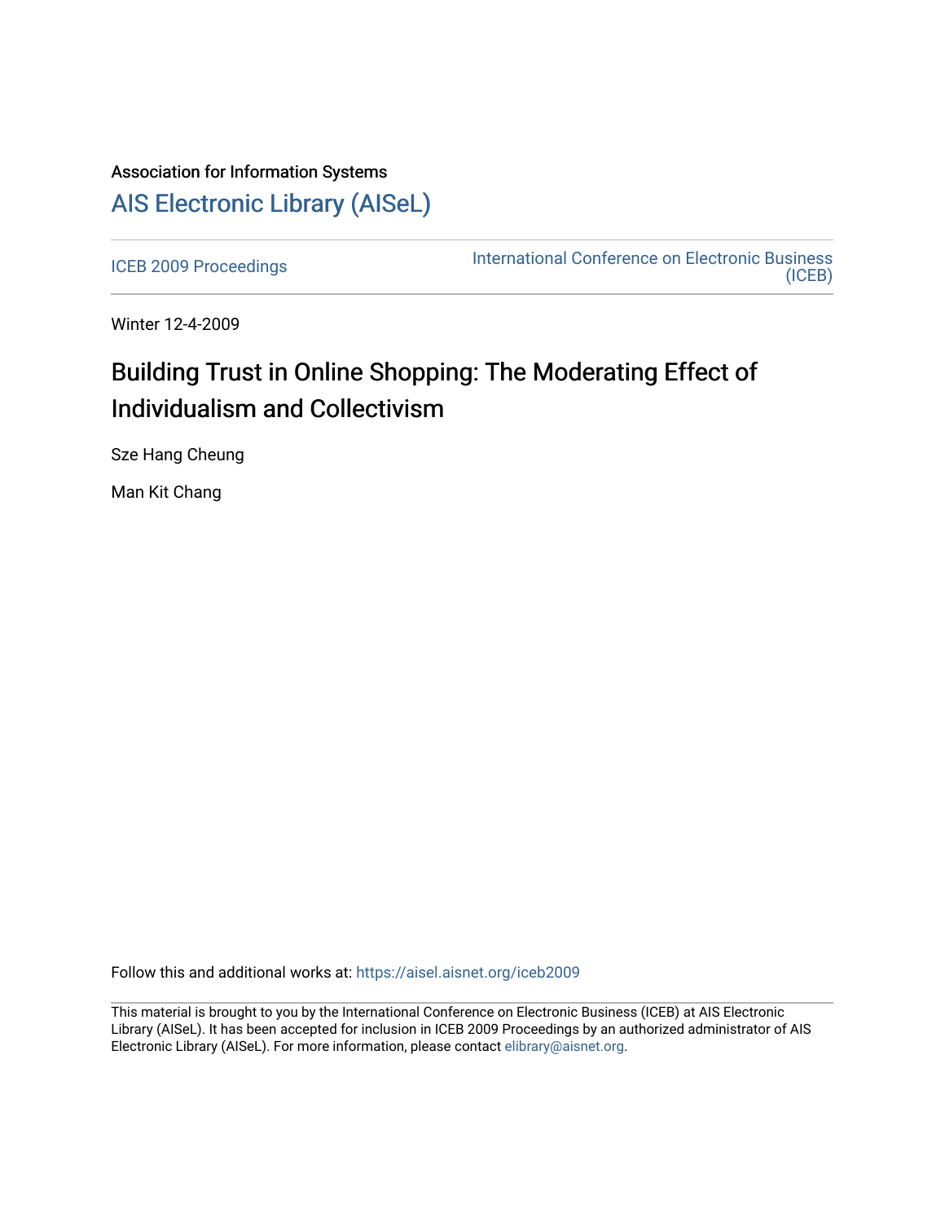Association for Information Systems

# AIS Electronic Library (AISeL)

ICEB 2009 Proceedings

International Conference on Electronic Business (ICEB)

Winter 12-4-2009

# Building Trust in Online Shopping: The Moderating Effect of Individualism and Collectivism

Sze Hang Cheung

Man Kit Chang

Follow this and additional works at: https://aisel.aisnet.org/iceb2009

This material is brought to you by the International Conference on Electronic Business (ICEB) at AIS Electronic Library (AISeL). It has been accepted for inclusion in ICEB 2009 Proceedings by an authorized administrator of AIS Electronic Library (AISeL). For more information, please contact elibrary@aisnet.org.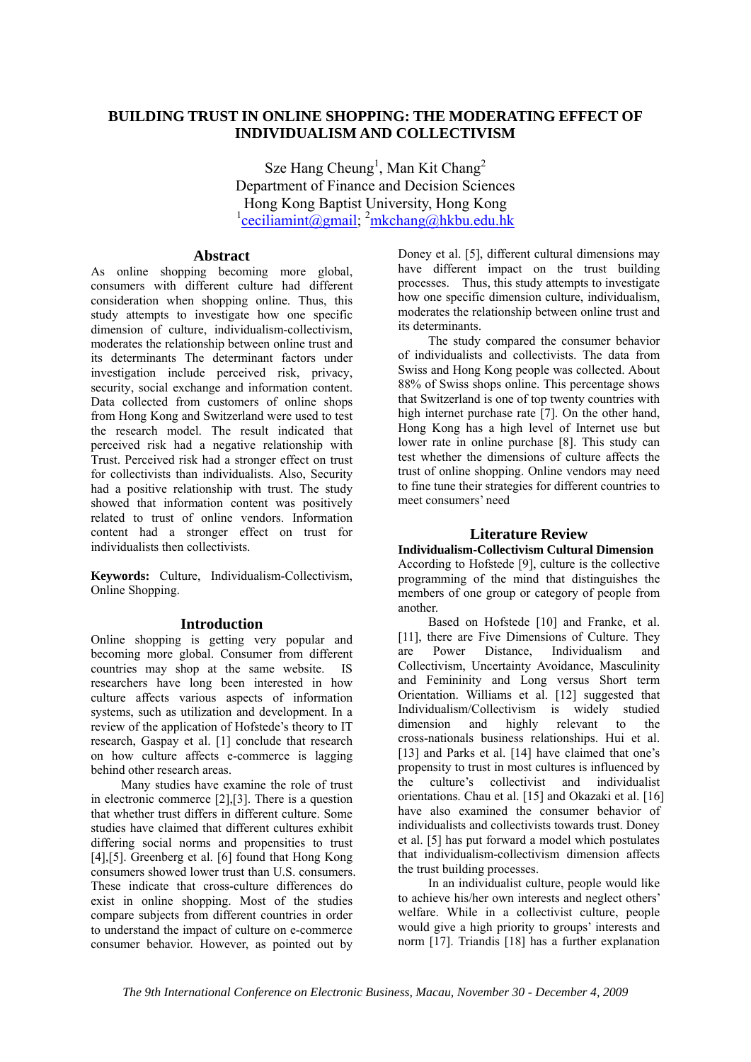# BUILDING TRUST IN ONLINE SHOPPING: THE MODERATING EFFECT OF INDIVIDUALISM AND COLLECTIVISM

Sze Hang Cheung[1], Man Kit Chang[2]
Department of Finance and Decision Sciences
Hong Kong Baptist University, Hong Kong
[1]ceciliamint@gmail; [2]mkchang@hkbu.edu.hk

## Abstract

As online shopping becoming more global, consumers with different culture had different consideration when shopping online. Thus, this study attempts to investigate how one specific dimension of culture, individualism-collectivism, moderates the relationship between online trust and its determinants The determinant factors under investigation include perceived risk, privacy, security, social exchange and information content. Data collected from customers of online shops from Hong Kong and Switzerland were used to test the research model. The result indicated that perceived risk had a negative relationship with Trust. Perceived risk had a stronger effect on trust for collectivists than individualists. Also, Security had a positive relationship with trust. The study showed that information content was positively related to trust of online vendors. Information content had a stronger effect on trust for individualists then collectivists.

**Keywords:** Culture, Individualism-Collectivism, Online Shopping.

## Introduction

Online shopping is getting very popular and becoming more global. Consumer from different countries may shop at the same website. IS researchers have long been interested in how culture affects various aspects of information systems, such as utilization and development. In a review of the application of Hofstede's theory to IT research, Gaspay et al. [1] conclude that research on how culture affects e-commerce is lagging behind other research areas.

Many studies have examine the role of trust in electronic commerce [2],[3]. There is a question that whether trust differs in different culture. Some studies have claimed that different cultures exhibit differing social norms and propensities to trust [4],[5]. Greenberg et al. [6] found that Hong Kong consumers showed lower trust than U.S. consumers. These indicate that cross-culture differences do exist in online shopping. Most of the studies compare subjects from different countries in order to understand the impact of culture on e-commerce consumer behavior. However, as pointed out by Doney et al. [5], different cultural dimensions may have different impact on the trust building processes. Thus, this study attempts to investigate how one specific dimension culture, individualism, moderates the relationship between online trust and its determinants.

The study compared the consumer behavior of individualists and collectivists. The data from Swiss and Hong Kong people was collected. About 88% of Swiss shops online. This percentage shows that Switzerland is one of top twenty countries with high internet purchase rate [7]. On the other hand, Hong Kong has a high level of Internet use but lower rate in online purchase [8]. This study can test whether the dimensions of culture affects the trust of online shopping. Online vendors may need to fine tune their strategies for different countries to meet consumers' need

## Literature Review

### Individualism-Collectivism Cultural Dimension

According to Hofstede [9], culture is the collective programming of the mind that distinguishes the members of one group or category of people from another.

Based on Hofstede [10] and Franke, et al. [11], there are Five Dimensions of Culture. They are Power Distance, Individualism and Collectivism, Uncertainty Avoidance, Masculinity and Femininity and Long versus Short term Orientation. Williams et al. [12] suggested that Individualism/Collectivism is widely studied dimension and highly relevant to the cross-nationals business relationships. Hui et al. [13] and Parks et al. [14] have claimed that one's propensity to trust in most cultures is influenced by the culture's collectivist and individualist orientations. Chau et al. [15] and Okazaki et al. [16] have also examined the consumer behavior of individualists and collectivists towards trust. Doney et al. [5] has put forward a model which postulates that individualism-collectivism dimension affects the trust building processes.

In an individualist culture, people would like to achieve his/her own interests and neglect others' welfare. While in a collectivist culture, people would give a high priority to groups' interests and norm [17]. Triandis [18] has a further explanation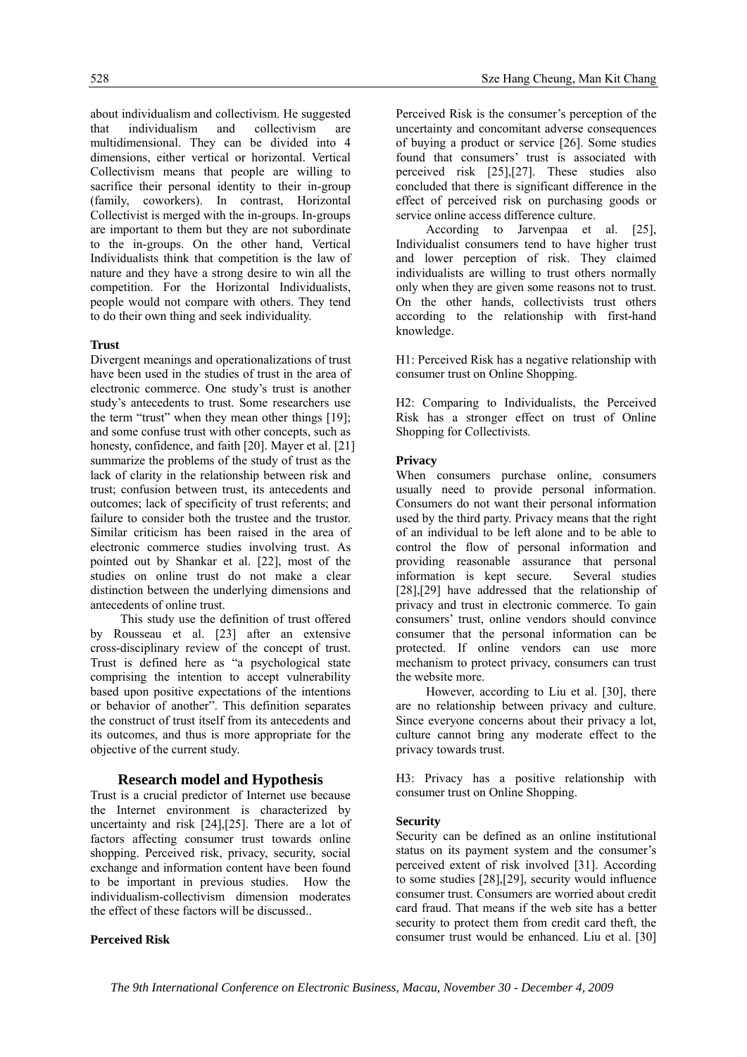about individualism and collectivism. He suggested that individualism and collectivism are multidimensional. They can be divided into 4 dimensions, either vertical or horizontal. Vertical Collectivism means that people are willing to sacrifice their personal identity to their in-group (family, coworkers). In contrast, Horizontal Collectivist is merged with the in-groups. In-groups are important to them but they are not subordinate to the in-groups. On the other hand, Vertical Individualists think that competition is the law of nature and they have a strong desire to win all the competition. For the Horizontal Individualists, people would not compare with others. They tend to do their own thing and seek individuality.

**Trust**

Divergent meanings and operationalizations of trust have been used in the studies of trust in the area of electronic commerce. One study's trust is another study's antecedents to trust. Some researchers use the term "trust" when they mean other things [19]; and some confuse trust with other concepts, such as honesty, confidence, and faith [20]. Mayer et al. [21] summarize the problems of the study of trust as the lack of clarity in the relationship between risk and trust; confusion between trust, its antecedents and outcomes; lack of specificity of trust referents; and failure to consider both the trustee and the trustor. Similar criticism has been raised in the area of electronic commerce studies involving trust. As pointed out by Shankar et al. [22], most of the studies on online trust do not make a clear distinction between the underlying dimensions and antecedents of online trust.

This study use the definition of trust offered by Rousseau et al. [23] after an extensive cross-disciplinary review of the concept of trust. Trust is defined here as "a psychological state comprising the intention to accept vulnerability based upon positive expectations of the intentions or behavior of another". This definition separates the construct of trust itself from its antecedents and its outcomes, and thus is more appropriate for the objective of the current study.

## Research model and Hypothesis

Trust is a crucial predictor of Internet use because the Internet environment is characterized by uncertainty and risk [24],[25]. There are a lot of factors affecting consumer trust towards online shopping. Perceived risk, privacy, security, social exchange and information content have been found to be important in previous studies. How the individualism-collectivism dimension moderates the effect of these factors will be discussed..

**Perceived Risk**

Perceived Risk is the consumer's perception of the uncertainty and concomitant adverse consequences of buying a product or service [26]. Some studies found that consumers' trust is associated with perceived risk [25],[27]. These studies also concluded that there is significant difference in the effect of perceived risk on purchasing goods or service online access difference culture.

According to Jarvenpaa et al. [25], Individualist consumers tend to have higher trust and lower perception of risk. They claimed individualists are willing to trust others normally only when they are given some reasons not to trust. On the other hands, collectivists trust others according to the relationship with first-hand knowledge.

H1: Perceived Risk has a negative relationship with consumer trust on Online Shopping.

H2: Comparing to Individualists, the Perceived Risk has a stronger effect on trust of Online Shopping for Collectivists.

**Privacy**

When consumers purchase online, consumers usually need to provide personal information. Consumers do not want their personal information used by the third party. Privacy means that the right of an individual to be left alone and to be able to control the flow of personal information and providing reasonable assurance that personal information is kept secure. Several studies [28],[29] have addressed that the relationship of privacy and trust in electronic commerce. To gain consumers' trust, online vendors should convince consumer that the personal information can be protected. If online vendors can use more mechanism to protect privacy, consumers can trust the website more.

However, according to Liu et al. [30], there are no relationship between privacy and culture. Since everyone concerns about their privacy a lot, culture cannot bring any moderate effect to the privacy towards trust.

H3: Privacy has a positive relationship with consumer trust on Online Shopping.

**Security**

Security can be defined as an online institutional status on its payment system and the consumer's perceived extent of risk involved [31]. According to some studies [28],[29], security would influence consumer trust. Consumers are worried about credit card fraud. That means if the web site has a better security to protect them from credit card theft, the consumer trust would be enhanced. Liu et al. [30]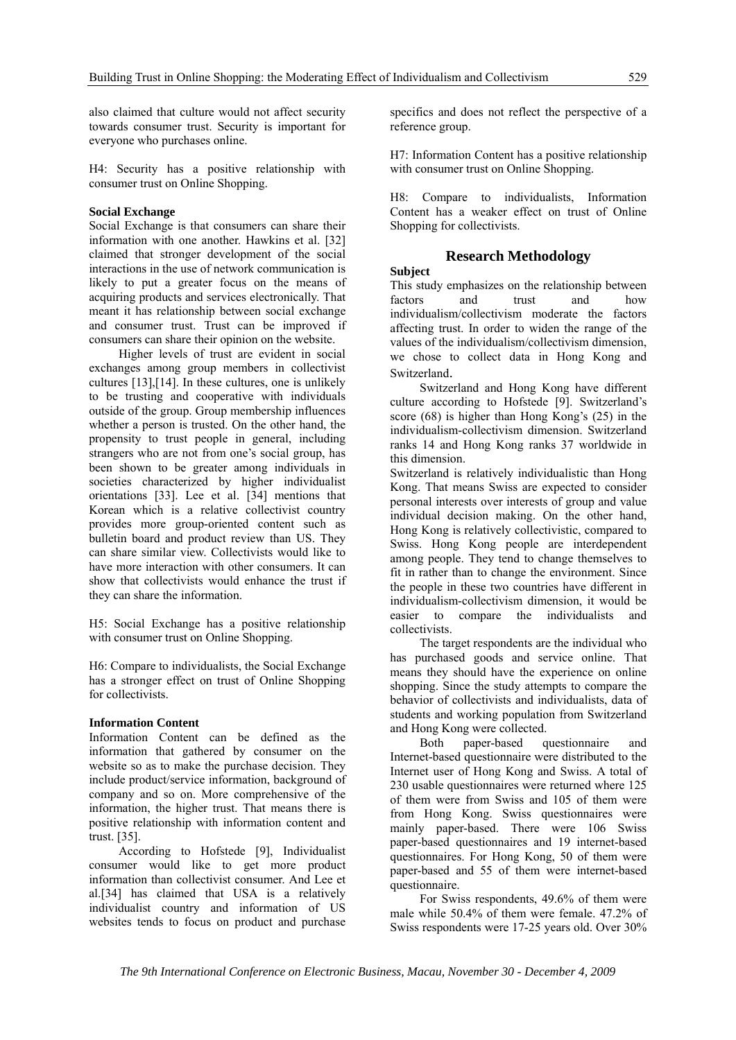also claimed that culture would not affect security towards consumer trust. Security is important for everyone who purchases online.

H4: Security has a positive relationship with consumer trust on Online Shopping.

**Social Exchange**

Social Exchange is that consumers can share their information with one another. Hawkins et al. [32] claimed that stronger development of the social interactions in the use of network communication is likely to put a greater focus on the means of acquiring products and services electronically. That meant it has relationship between social exchange and consumer trust. Trust can be improved if consumers can share their opinion on the website.

Higher levels of trust are evident in social exchanges among group members in collectivist cultures [13],[14]. In these cultures, one is unlikely to be trusting and cooperative with individuals outside of the group. Group membership influences whether a person is trusted. On the other hand, the propensity to trust people in general, including strangers who are not from one's social group, has been shown to be greater among individuals in societies characterized by higher individualist orientations [33]. Lee et al. [34] mentions that Korean which is a relative collectivist country provides more group-oriented content such as bulletin board and product review than US. They can share similar view. Collectivists would like to have more interaction with other consumers. It can show that collectivists would enhance the trust if they can share the information.

H5: Social Exchange has a positive relationship with consumer trust on Online Shopping.

H6: Compare to individualists, the Social Exchange has a stronger effect on trust of Online Shopping for collectivists.

**Information Content**

Information Content can be defined as the information that gathered by consumer on the website so as to make the purchase decision. They include product/service information, background of company and so on. More comprehensive of the information, the higher trust. That means there is positive relationship with information content and trust. [35].

According to Hofstede [9], Individualist consumer would like to get more product information than collectivist consumer. And Lee et al.[34] has claimed that USA is a relatively individualist country and information of US websites tends to focus on product and purchase specifics and does not reflect the perspective of a reference group.

H7: Information Content has a positive relationship with consumer trust on Online Shopping.

H8: Compare to individualists, Information Content has a weaker effect on trust of Online Shopping for collectivists.

## Research Methodology

**Subject**

This study emphasizes on the relationship between factors and trust and how individualism/collectivism moderate the factors affecting trust. In order to widen the range of the values of the individualism/collectivism dimension, we chose to collect data in Hong Kong and Switzerland.

Switzerland and Hong Kong have different culture according to Hofstede [9]. Switzerland's score (68) is higher than Hong Kong's (25) in the individualism-collectivism dimension. Switzerland ranks 14 and Hong Kong ranks 37 worldwide in this dimension.

Switzerland is relatively individualistic than Hong Kong. That means Swiss are expected to consider personal interests over interests of group and value individual decision making. On the other hand, Hong Kong is relatively collectivistic, compared to Swiss. Hong Kong people are interdependent among people. They tend to change themselves to fit in rather than to change the environment. Since the people in these two countries have different in individualism-collectivism dimension, it would be easier to compare the individualists and collectivists.

The target respondents are the individual who has purchased goods and service online. That means they should have the experience on online shopping. Since the study attempts to compare the behavior of collectivists and individualists, data of students and working population from Switzerland and Hong Kong were collected.

Both paper-based questionnaire and Internet-based questionnaire were distributed to the Internet user of Hong Kong and Swiss. A total of 230 usable questionnaires were returned where 125 of them were from Swiss and 105 of them were from Hong Kong. Swiss questionnaires were mainly paper-based. There were 106 Swiss paper-based questionnaires and 19 internet-based questionnaires. For Hong Kong, 50 of them were paper-based and 55 of them were internet-based questionnaire.

For Swiss respondents, 49.6% of them were male while 50.4% of them were female. 47.2% of Swiss respondents were 17-25 years old. Over 30%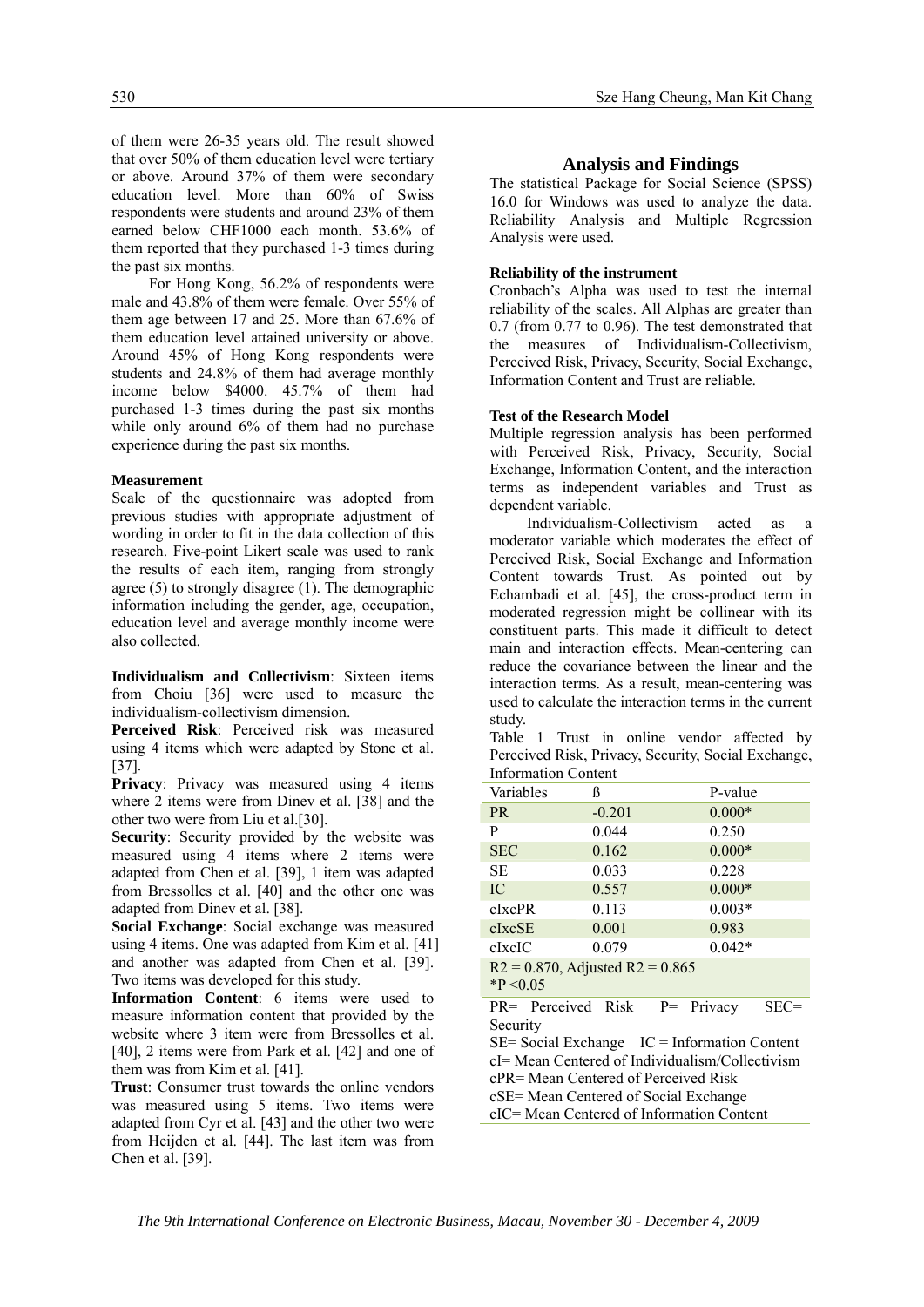of them were 26-35 years old. The result showed that over 50% of them education level were tertiary or above. Around 37% of them were secondary education level. More than 60% of Swiss respondents were students and around 23% of them earned below CHF1000 each month. 53.6% of them reported that they purchased 1-3 times during the past six months.

For Hong Kong, 56.2% of respondents were male and 43.8% of them were female. Over 55% of them age between 17 and 25. More than 67.6% of them education level attained university or above. Around 45% of Hong Kong respondents were students and 24.8% of them had average monthly income below $4000. 45.7% of them had purchased 1-3 times during the past six months while only around 6% of them had no purchase experience during the past six months.

**Measurement**

Scale of the questionnaire was adopted from previous studies with appropriate adjustment of wording in order to fit in the data collection of this research. Five-point Likert scale was used to rank the results of each item, ranging from strongly agree (5) to strongly disagree (1). The demographic information including the gender, age, occupation, education level and average monthly income were also collected.

**Individualism and Collectivism**: Sixteen items from Choiu [36] were used to measure the individualism-collectivism dimension.

**Perceived Risk**: Perceived risk was measured using 4 items which were adapted by Stone et al. [37].

**Privacy**: Privacy was measured using 4 items where 2 items were from Dinev et al. [38] and the other two were from Liu et al.[30].

**Security**: Security provided by the website was measured using 4 items where 2 items were adapted from Chen et al. [39], 1 item was adapted from Bressolles et al. [40] and the other one was adapted from Dinev et al. [38].

**Social Exchange**: Social exchange was measured using 4 items. One was adapted from Kim et al. [41] and another was adapted from Chen et al. [39]. Two items was developed for this study.

**Information Content**: 6 items were used to measure information content that provided by the website where 3 item were from Bressolles et al. [40], 2 items were from Park et al. [42] and one of them was from Kim et al. [41].

**Trust**: Consumer trust towards the online vendors was measured using 5 items. Two items were adapted from Cyr et al. [43] and the other two were from Heijden et al. [44]. The last item was from Chen et al. [39].

## Analysis and Findings

The statistical Package for Social Science (SPSS) 16.0 for Windows was used to analyze the data. Reliability Analysis and Multiple Regression Analysis were used.

**Reliability of the instrument**

Cronbach's Alpha was used to test the internal reliability of the scales. All Alphas are greater than 0.7 (from 0.77 to 0.96). The test demonstrated that the measures of Individualism-Collectivism, Perceived Risk, Privacy, Security, Social Exchange, Information Content and Trust are reliable.

**Test of the Research Model**

Multiple regression analysis has been performed with Perceived Risk, Privacy, Security, Social Exchange, Information Content, and the interaction terms as independent variables and Trust as dependent variable.

Individualism-Collectivism acted as a moderator variable which moderates the effect of Perceived Risk, Social Exchange and Information Content towards Trust. As pointed out by Echambadi et al. [45], the cross-product term in moderated regression might be collinear with its constituent parts. This made it difficult to detect main and interaction effects. Mean-centering can reduce the covariance between the linear and the interaction terms. As a result, mean-centering was used to calculate the interaction terms in the current study.

Table 1 Trust in online vendor affected by Perceived Risk, Privacy, Security, Social Exchange, Information Content

| Variables | ß | P-value |
|---|---|---|
| PR | -0.201 | 0.000* |
| P | 0.044 | 0.250 |
| SEC | 0.162 | 0.000* |
| SE | 0.033 | 0.228 |
| IC | 0.557 | 0.000* |
| cIxcPR | 0.113 | 0.003* |
| cIxcSE | 0.001 | 0.983 |
| cIxcIC | 0.079 | 0.042* |
| $R^2 = 0.870$, Adjusted $R^2 = 0.865$ | | |
| *$P < 0.05$ | | |

PR= Perceived Risk P= Privacy SEC= Security
SE= Social Exchange IC = Information Content
cI= Mean Centered of Individualism/Collectivism
cPR= Mean Centered of Perceived Risk
cSE= Mean Centered of Social Exchange
cIC= Mean Centered of Information Content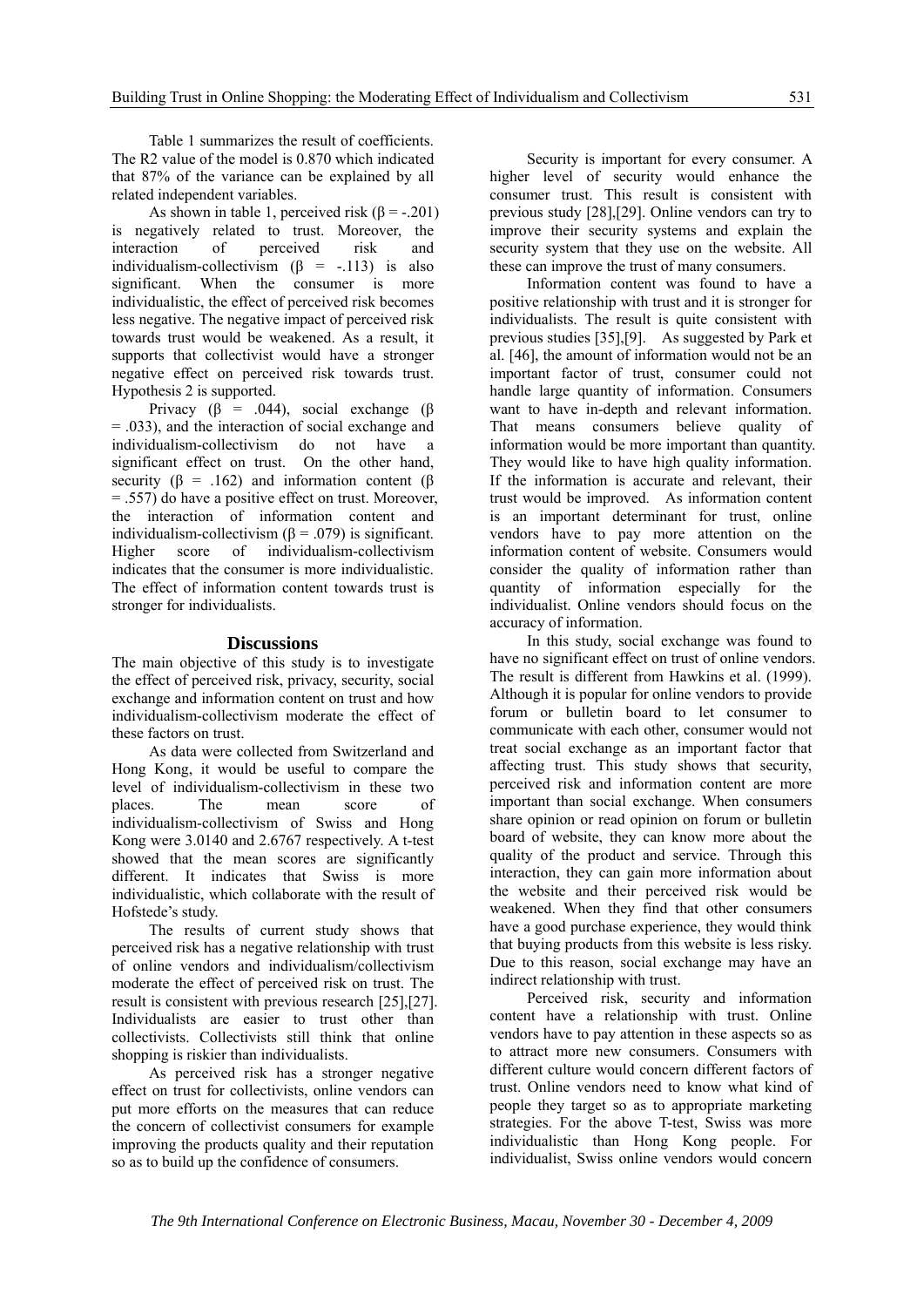Table 1 summarizes the result of coefficients. The R2 value of the model is 0.870 which indicated that 87% of the variance can be explained by all related independent variables.

As shown in table 1, perceived risk ($\beta = -.201$) is negatively related to trust. Moreover, the interaction of perceived risk and individualism-collectivism ($\beta = -.113$) is also significant. When the consumer is more individualistic, the effect of perceived risk becomes less negative. The negative impact of perceived risk towards trust would be weakened. As a result, it supports that collectivist would have a stronger negative effect on perceived risk towards trust. Hypothesis 2 is supported.

Privacy ($\beta = .044$), social exchange ($\beta = .033$), and the interaction of social exchange and individualism-collectivism do not have a significant effect on trust. On the other hand, security ($\beta = .162$) and information content ($\beta = .557$) do have a positive effect on trust. Moreover, the interaction of information content and individualism-collectivism ($\beta = .079$) is significant. Higher score of individualism-collectivism indicates that the consumer is more individualistic. The effect of information content towards trust is stronger for individualists.

## Discussions

The main objective of this study is to investigate the effect of perceived risk, privacy, security, social exchange and information content on trust and how individualism-collectivism moderate the effect of these factors on trust.

As data were collected from Switzerland and Hong Kong, it would be useful to compare the level of individualism-collectivism in these two places. The mean score of individualism-collectivism of Swiss and Hong Kong were 3.0140 and 2.6767 respectively. A t-test showed that the mean scores are significantly different. It indicates that Swiss is more individualistic, which collaborate with the result of Hofstede's study.

The results of current study shows that perceived risk has a negative relationship with trust of online vendors and individualism/collectivism moderate the effect of perceived risk on trust. The result is consistent with previous research [25],[27]. Individualists are easier to trust other than collectivists. Collectivists still think that online shopping is riskier than individualists.

As perceived risk has a stronger negative effect on trust for collectivists, online vendors can put more efforts on the measures that can reduce the concern of collectivist consumers for example improving the products quality and their reputation so as to build up the confidence of consumers.

Security is important for every consumer. A higher level of security would enhance the consumer trust. This result is consistent with previous study [28],[29]. Online vendors can try to improve their security systems and explain the security system that they use on the website. All these can improve the trust of many consumers.

Information content was found to have a positive relationship with trust and it is stronger for individualists. The result is quite consistent with previous studies [35],[9]. As suggested by Park et al. [46], the amount of information would not be an important factor of trust, consumer could not handle large quantity of information. Consumers want to have in-depth and relevant information. That means consumers believe quality of information would be more important than quantity. They would like to have high quality information. If the information is accurate and relevant, their trust would be improved. As information content is an important determinant for trust, online vendors have to pay more attention on the information content of website. Consumers would consider the quality of information rather than quantity of information especially for the individualist. Online vendors should focus on the accuracy of information.

In this study, social exchange was found to have no significant effect on trust of online vendors. The result is different from Hawkins et al. (1999). Although it is popular for online vendors to provide forum or bulletin board to let consumer to communicate with each other, consumer would not treat social exchange as an important factor that affecting trust. This study shows that security, perceived risk and information content are more important than social exchange. When consumers share opinion or read opinion on forum or bulletin board of website, they can know more about the quality of the product and service. Through this interaction, they can gain more information about the website and their perceived risk would be weakened. When they find that other consumers have a good purchase experience, they would think that buying products from this website is less risky. Due to this reason, social exchange may have an indirect relationship with trust.

Perceived risk, security and information content have a relationship with trust. Online vendors have to pay attention in these aspects so as to attract more new consumers. Consumers with different culture would concern different factors of trust. Online vendors need to know what kind of people they target so as to appropriate marketing strategies. For the above T-test, Swiss was more individualistic than Hong Kong people. For individualist, Swiss online vendors would concern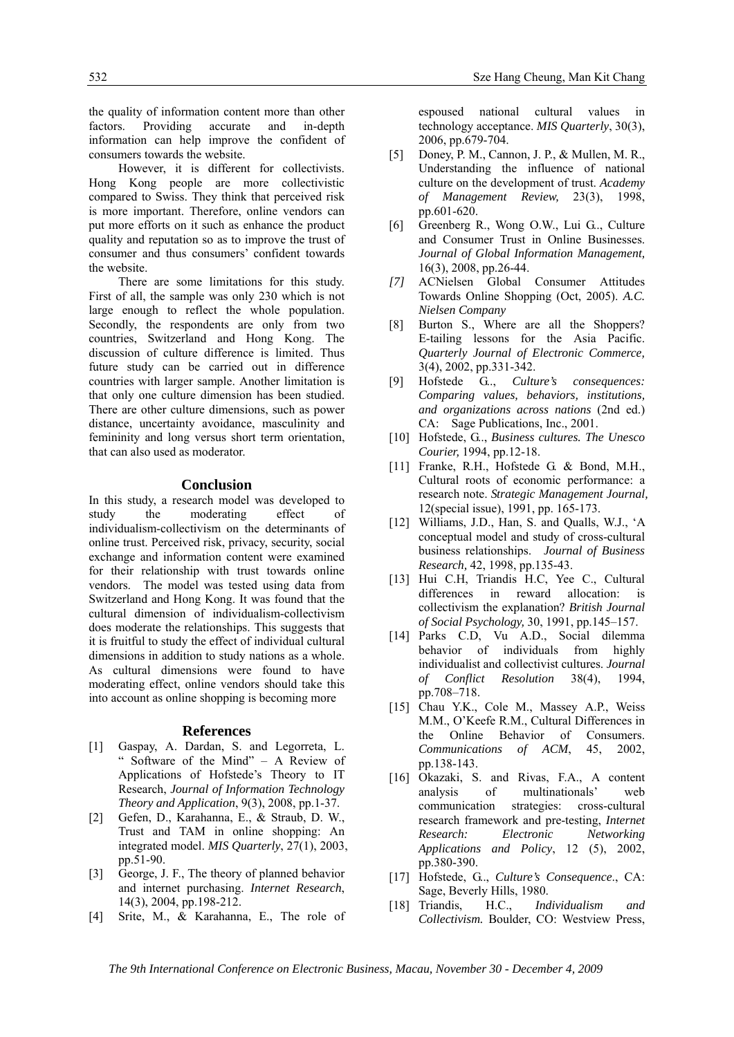the quality of information content more than other factors. Providing accurate and in-depth information can help improve the confident of consumers towards the website.

However, it is different for collectivists. Hong Kong people are more collectivistic compared to Swiss. They think that perceived risk is more important. Therefore, online vendors can put more efforts on it such as enhance the product quality and reputation so as to improve the trust of consumer and thus consumers' confident towards the website.

There are some limitations for this study. First of all, the sample was only 230 which is not large enough to reflect the whole population. Secondly, the respondents are only from two countries, Switzerland and Hong Kong. The discussion of culture difference is limited. Thus future study can be carried out in difference countries with larger sample. Another limitation is that only one culture dimension has been studied. There are other culture dimensions, such as power distance, uncertainty avoidance, masculinity and femininity and long versus short term orientation, that can also used as moderator.

## Conclusion

In this study, a research model was developed to study the moderating effect of individualism-collectivism on the determinants of online trust. Perceived risk, privacy, security, social exchange and information content were examined for their relationship with trust towards online vendors. The model was tested using data from Switzerland and Hong Kong. It was found that the cultural dimension of individualism-collectivism does moderate the relationships. This suggests that it is fruitful to study the effect of individual cultural dimensions in addition to study nations as a whole. As cultural dimensions were found to have moderating effect, online vendors should take this into account as online shopping is becoming more

## References

[1] Gaspay, A. Dardan, S. and Legorreta, L. " Software of the Mind" – A Review of Applications of Hofstede's Theory to IT Research, *Journal of Information Technology Theory and Application*, 9(3), 2008, pp.1-37.

[2] Gefen, D., Karahanna, E., & Straub, D. W., Trust and TAM in online shopping: An integrated model. *MIS Quarterly*, 27(1), 2003, pp.51-90.

[3] George, J. F., The theory of planned behavior and internet purchasing. *Internet Research*, 14(3), 2004, pp.198-212.

[4] Srite, M., & Karahanna, E., The role of espoused national cultural values in technology acceptance. *MIS Quarterly*, 30(3), 2006, pp.679-704.

[5] Doney, P. M., Cannon, J. P., & Mullen, M. R., Understanding the influence of national culture on the development of trust. *Academy of Management Review,* 23(3), 1998, pp.601-620.

[6] Greenberg R., Wong O.W., Lui G.., Culture and Consumer Trust in Online Businesses. *Journal of Global Information Management,* 16(3), 2008, pp.26-44.

*[7]* ACNielsen Global Consumer Attitudes Towards Online Shopping (Oct, 2005). *A.C. Nielsen Company*

[8] Burton S., Where are all the Shoppers? E-tailing lessons for the Asia Pacific. *Quarterly Journal of Electronic Commerce,* 3(4), 2002, pp.331-342.

[9] Hofstede G.., *Culture's consequences: Comparing values, behaviors, institutions, and organizations across nations* (2nd ed.) CA: Sage Publications, Inc., 2001.

[10] Hofstede, G.., *Business cultures. The Unesco Courier,* 1994, pp.12-18.

[11] Franke, R.H., Hofstede G. & Bond, M.H., Cultural roots of economic performance: a research note. *Strategic Management Journal,* 12(special issue), 1991, pp. 165-173.

[12] Williams, J.D., Han, S. and Qualls, W.J., 'A conceptual model and study of cross-cultural business relationships. *Journal of Business Research,* 42, 1998, pp.135-43.

[13] Hui C.H, Triandis H.C, Yee C., Cultural differences in reward allocation: is collectivism the explanation? *British Journal of Social Psychology,* 30, 1991, pp.145–157.

[14] Parks C.D, Vu A.D., Social dilemma behavior of individuals from highly individualist and collectivist cultures. *Journal of Conflict Resolution* 38(4), 1994, pp.708–718.

[15] Chau Y.K., Cole M., Massey A.P., Weiss M.M., O'Keefe R.M., Cultural Differences in the Online Behavior of Consumers. *Communications of ACM*, 45, 2002, pp.138-143.

[16] Okazaki, S. and Rivas, F.A., A content analysis of multinationals' web communication strategies: cross-cultural research framework and pre-testing, *Internet Research: Electronic Networking Applications and Policy*, 12 (5), 2002, pp.380-390.

[17] Hofstede, G.., *Culture's Consequence*., CA: Sage, Beverly Hills, 1980.

[18] Triandis, H.C., *Individualism and Collectivism.* Boulder, CO: Westview Press,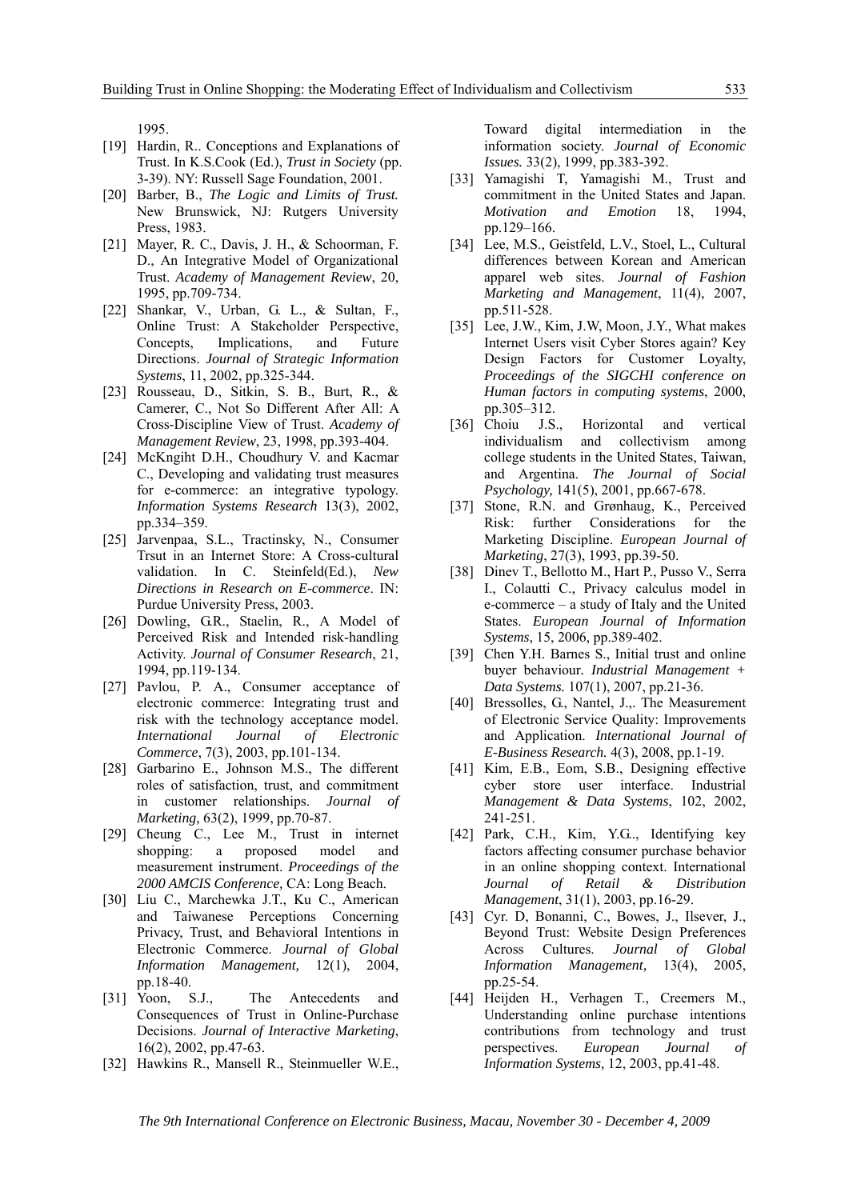1995.

- [19] Hardin, R.. Conceptions and Explanations of Trust. In K.S.Cook (Ed.), *Trust in Society* (pp. 3-39). NY: Russell Sage Foundation, 2001.
- [20] Barber, B., *The Logic and Limits of Trust.* New Brunswick, NJ: Rutgers University Press, 1983.
- [21] Mayer, R. C., Davis, J. H., & Schoorman, F. D., An Integrative Model of Organizational Trust. *Academy of Management Review*, 20, 1995, pp.709-734.
- [22] Shankar, V., Urban, G. L., & Sultan, F., Online Trust: A Stakeholder Perspective, Concepts, Implications, and Future Directions. *Journal of Strategic Information Systems*, 11, 2002, pp.325-344.
- [23] Rousseau, D., Sitkin, S. B., Burt, R., & Camerer, C., Not So Different After All: A Cross-Discipline View of Trust. *Academy of Management Review*, 23, 1998, pp.393-404.
- [24] McKngiht D.H., Choudhury V. and Kacmar C., Developing and validating trust measures for e-commerce: an integrative typology. *Information Systems Research* 13(3), 2002, pp.334–359.
- [25] Jarvenpaa, S.L., Tractinsky, N., Consumer Trsut in an Internet Store: A Cross-cultural validation. In C. Steinfeld(Ed.), *New Directions in Research on E-commerce*. IN: Purdue University Press, 2003.
- [26] Dowling, G.R., Staelin, R., A Model of Perceived Risk and Intended risk-handling Activity. *Journal of Consumer Research*, 21, 1994, pp.119-134.
- [27] Pavlou, P. A., Consumer acceptance of electronic commerce: Integrating trust and risk with the technology acceptance model. *International Journal of Electronic Commerce*, 7(3), 2003, pp.101-134.
- [28] Garbarino E., Johnson M.S., The different roles of satisfaction, trust, and commitment in customer relationships. *Journal of Marketing,* 63(2), 1999, pp.70-87.
- [29] Cheung C., Lee M., Trust in internet shopping: a proposed model and measurement instrument. *Proceedings of the 2000 AMCIS Conference,* CA: Long Beach.
- [30] Liu C., Marchewka J.T., Ku C., American and Taiwanese Perceptions Concerning Privacy, Trust, and Behavioral Intentions in Electronic Commerce. *Journal of Global Information Management,* 12(1), 2004, pp.18-40.
- [31] Yoon, S.J., The Antecedents and Consequences of Trust in Online-Purchase Decisions. *Journal of Interactive Marketing*, 16(2), 2002, pp.47-63.
- [32] Hawkins R., Mansell R., Steinmueller W.E., Toward digital intermediation in the information society. *Journal of Economic Issues.* 33(2), 1999, pp.383-392.
- [33] Yamagishi T, Yamagishi M., Trust and commitment in the United States and Japan. *Motivation and Emotion* 18, 1994, pp.129–166.
- [34] Lee, M.S., Geistfeld, L.V., Stoel, L., Cultural differences between Korean and American apparel web sites. *Journal of Fashion Marketing and Management*, 11(4), 2007, pp.511-528.
- [35] Lee, J.W., Kim, J.W, Moon, J.Y., What makes Internet Users visit Cyber Stores again? Key Design Factors for Customer Loyalty, *Proceedings of the SIGCHI conference on Human factors in computing systems*, 2000, pp.305–312.
- [36] Choiu J.S., Horizontal and vertical individualism and collectivism among college students in the United States, Taiwan, and Argentina. *The Journal of Social Psychology,* 141(5), 2001, pp.667-678.
- [37] Stone, R.N. and Grønhaug, K., Perceived Risk: further Considerations for the Marketing Discipline. *European Journal of Marketing*, 27(3), 1993, pp.39-50.
- [38] Dinev T., Bellotto M., Hart P., Pusso V., Serra I., Colautti C., Privacy calculus model in e-commerce – a study of Italy and the United States. *European Journal of Information Systems*, 15, 2006, pp.389-402.
- [39] Chen Y.H. Barnes S., Initial trust and online buyer behaviour. *Industrial Management + Data Systems.* 107(1), 2007, pp.21-36.
- [40] Bressolles, G., Nantel, J.,. The Measurement of Electronic Service Quality: Improvements and Application. *International Journal of E-Business Research.* 4(3), 2008, pp.1-19.
- [41] Kim, E.B., Eom, S.B., Designing effective cyber store user interface. Industrial *Management & Data Systems*, 102, 2002, 241-251.
- [42] Park, C.H., Kim, Y.G.., Identifying key factors affecting consumer purchase behavior in an online shopping context. International *Journal of Retail & Distribution Management*, 31(1), 2003, pp.16-29.
- [43] Cyr. D, Bonanni, C., Bowes, J., Ilsever, J., Beyond Trust: Website Design Preferences Across Cultures. *Journal of Global Information Management,* 13(4), 2005, pp.25-54.
- [44] Heijden H., Verhagen T., Creemers M., Understanding online purchase intentions contributions from technology and trust perspectives. *European Journal of Information Systems,* 12, 2003, pp.41-48.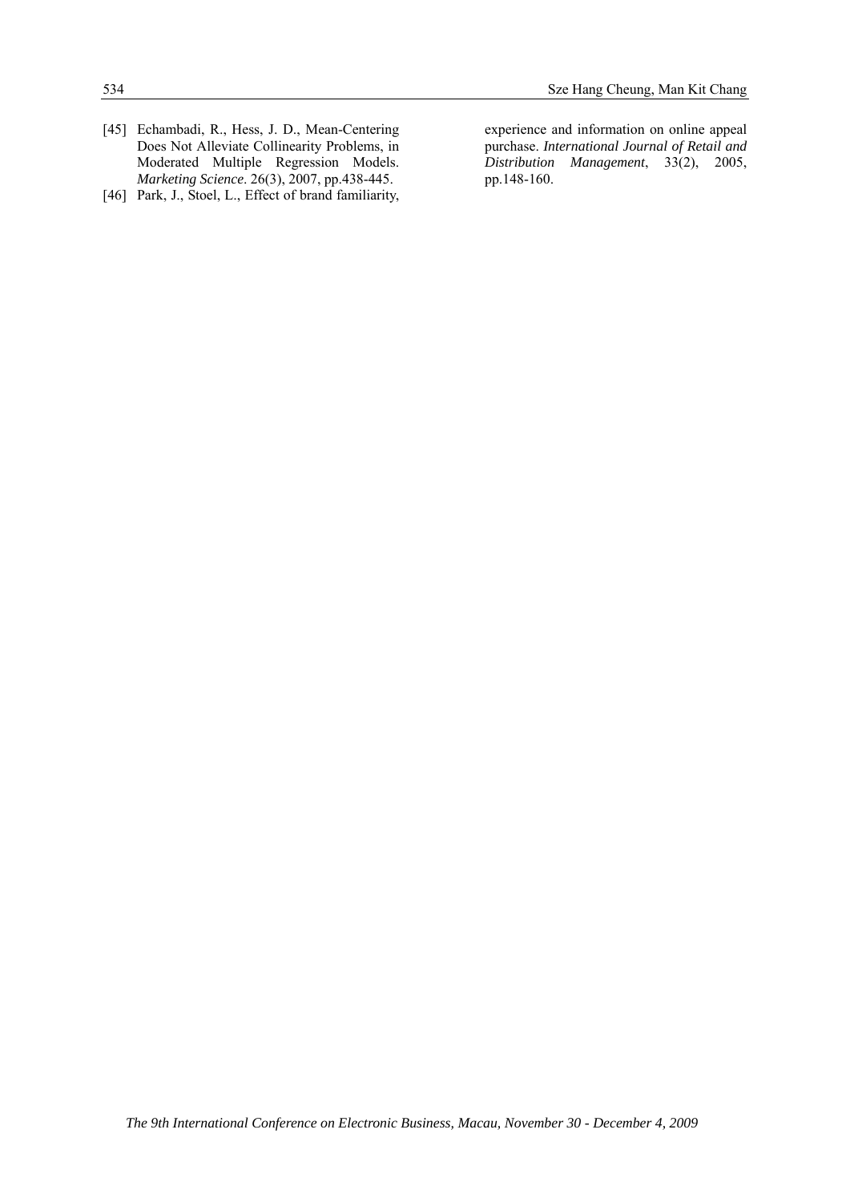[45] Echambadi, R., Hess, J. D., Mean-Centering Does Not Alleviate Collinearity Problems, in Moderated Multiple Regression Models. *Marketing Science*. 26(3), 2007, pp.438-445.

[46] Park, J., Stoel, L., Effect of brand familiarity, experience and information on online appeal purchase. *International Journal of Retail and Distribution Management*, 33(2), 2005, pp.148-160.